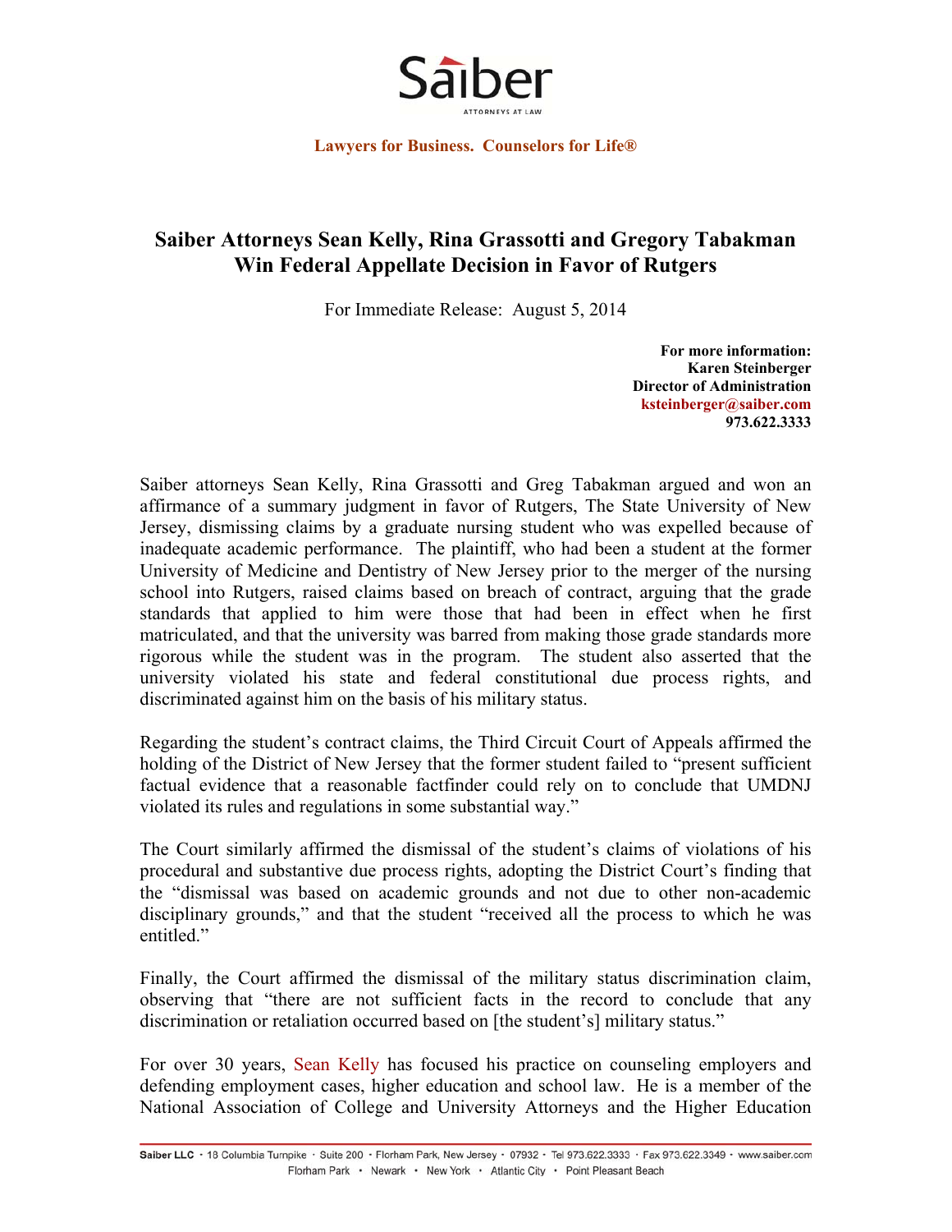Saiber

ATTORNEYS AT LAW

**Lawyers for Business. Counselors for Life®**

# Saiber Attorneys Sean Kelly, Rina Grassotti and Gregory Tabakman Win Federal Appellate Decision in Favor of Rutgers

For Immediate Release: August 5, 2014

**For more information:**
**Karen Steinberger**
**Director of Administration**
**ksteinberger@saiber.com**
**973.622.3333**

Saiber attorneys Sean Kelly, Rina Grassotti and Greg Tabakman argued and won an affirmance of a summary judgment in favor of Rutgers, The State University of New Jersey, dismissing claims by a graduate nursing student who was expelled because of inadequate academic performance. The plaintiff, who had been a student at the former University of Medicine and Dentistry of New Jersey prior to the merger of the nursing school into Rutgers, raised claims based on breach of contract, arguing that the grade standards that applied to him were those that had been in effect when he first matriculated, and that the university was barred from making those grade standards more rigorous while the student was in the program. The student also asserted that the university violated his state and federal constitutional due process rights, and discriminated against him on the basis of his military status.

Regarding the student's contract claims, the Third Circuit Court of Appeals affirmed the holding of the District of New Jersey that the former student failed to "present sufficient factual evidence that a reasonable factfinder could rely on to conclude that UMDNJ violated its rules and regulations in some substantial way."

The Court similarly affirmed the dismissal of the student's claims of violations of his procedural and substantive due process rights, adopting the District Court's finding that the "dismissal was based on academic grounds and not due to other non-academic disciplinary grounds," and that the student "received all the process to which he was entitled."

Finally, the Court affirmed the dismissal of the military status discrimination claim, observing that "there are not sufficient facts in the record to conclude that any discrimination or retaliation occurred based on [the student's] military status."

For over 30 years, Sean Kelly has focused his practice on counseling employers and defending employment cases, higher education and school law. He is a member of the National Association of College and University Attorneys and the Higher Education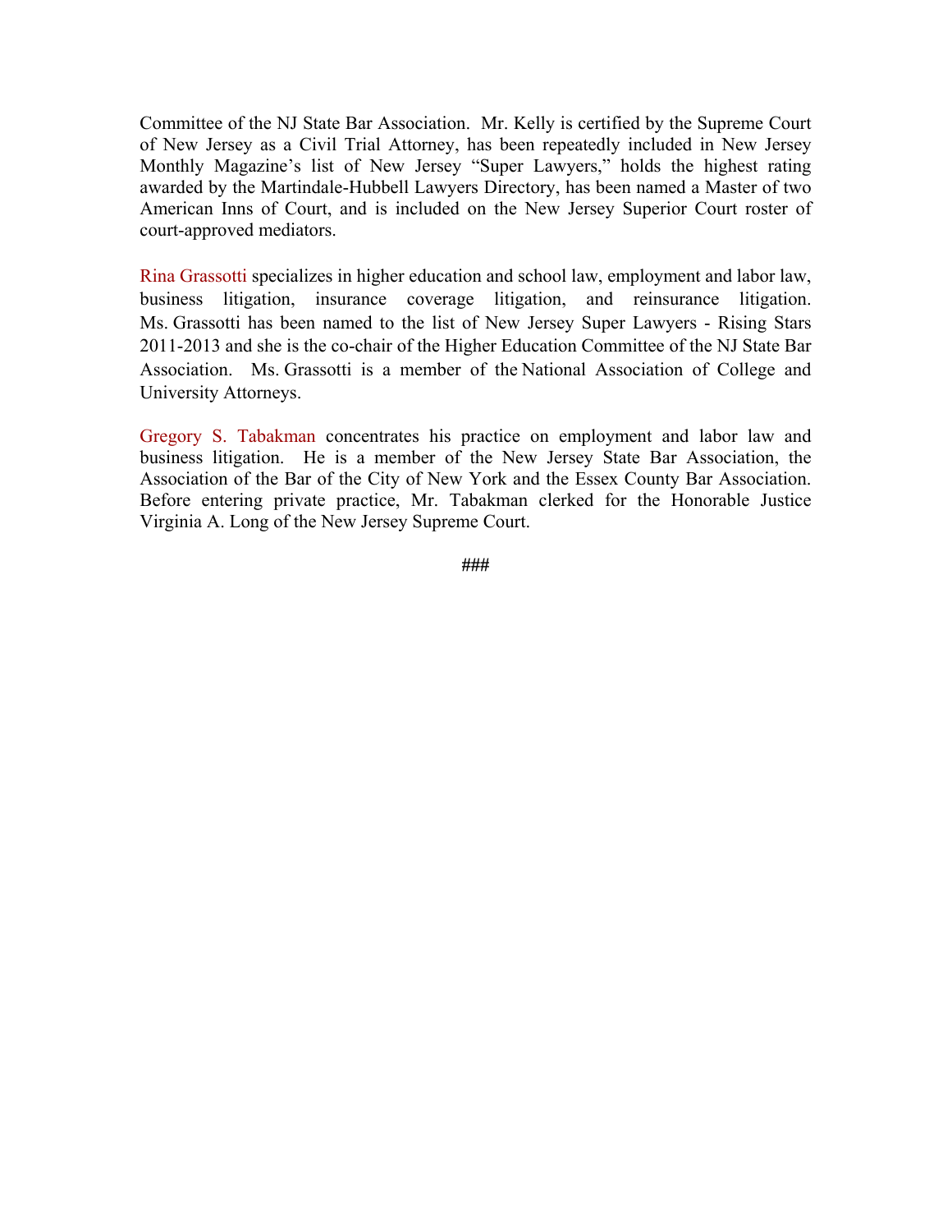Committee of the NJ State Bar Association. Mr. Kelly is certified by the Supreme Court of New Jersey as a Civil Trial Attorney, has been repeatedly included in New Jersey Monthly Magazine's list of New Jersey "Super Lawyers," holds the highest rating awarded by the Martindale-Hubbell Lawyers Directory, has been named a Master of two American Inns of Court, and is included on the New Jersey Superior Court roster of court-approved mediators.

Rina Grassotti specializes in higher education and school law, employment and labor law, business litigation, insurance coverage litigation, and reinsurance litigation. Ms. Grassotti has been named to the list of New Jersey Super Lawyers - Rising Stars 2011-2013 and she is the co-chair of the Higher Education Committee of the NJ State Bar Association. Ms. Grassotti is a member of the National Association of College and University Attorneys.

Gregory S. Tabakman concentrates his practice on employment and labor law and business litigation. He is a member of the New Jersey State Bar Association, the Association of the Bar of the City of New York and the Essex County Bar Association. Before entering private practice, Mr. Tabakman clerked for the Honorable Justice Virginia A. Long of the New Jersey Supreme Court.

###